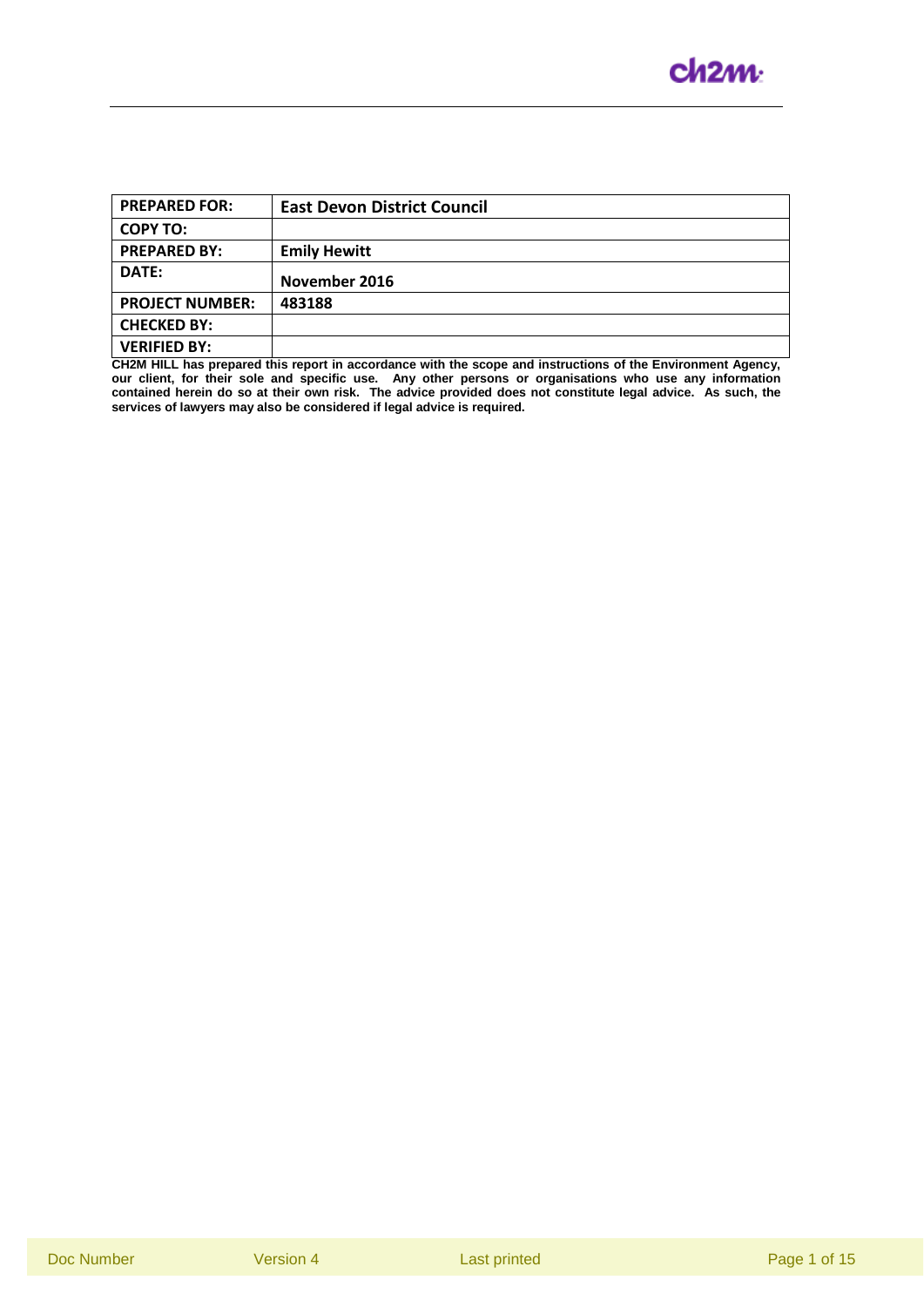| PREPARED FOR: | East Devon District Council |
| --- | --- |
| COPY TO: | |
| PREPARED BY: | Emily Hewitt |
| DATE: | November 2016 |
| PROJECT NUMBER: | 483188 |
| CHECKED BY: | |
| VERIFIED BY: | |

**CH2M HILL has prepared this report in accordance with the scope and instructions of the Environment Agency, our client, for their sole and specific use. Any other persons or organisations who use any information contained herein do so at their own risk. The advice provided does not constitute legal advice. As such, the services of lawyers may also be considered if legal advice is required.**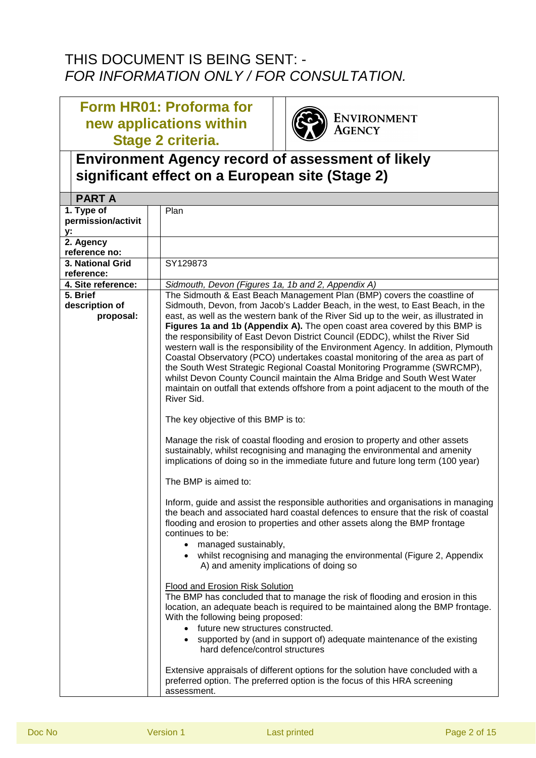THIS DOCUMENT IS BEING SENT: -
*FOR INFORMATION ONLY / FOR CONSULTATION.*

## Form HR01: Proforma for new applications within Stage 2 criteria.

ENVIRONMENT AGENCY

## Environment Agency record of assessment of likely significant effect on a European site (Stage 2)

### PART A

| | |
|---|---|
| **1. Type of permission/activity:** | Plan |
| **2. Agency reference no:** | |
| **3. National Grid reference:** | SY129873 |
| **4. Site reference:** | *Sidmouth, Devon (Figures 1a, 1b and 2, Appendix A)* |
| **5. Brief description of proposal:** | The Sidmouth & East Beach Management Plan (BMP) covers the coastline of Sidmouth, Devon, from Jacob's Ladder Beach, in the west, to East Beach, in the east, as well as the western bank of the River Sid up to the weir, as illustrated in **Figures 1a and 1b (Appendix A).** The open coast area covered by this BMP is the responsibility of East Devon District Council (EDDC), whilst the River Sid western wall is the responsibility of the Environment Agency. In addition, Plymouth Coastal Observatory (PCO) undertakes coastal monitoring of the area as part of the South West Strategic Regional Coastal Monitoring Programme (SWRCMP), whilst Devon County Council maintain the Alma Bridge and South West Water maintain on outfall that extends offshore from a point adjacent to the mouth of the River Sid.<br><br>The key objective of this BMP is to:<br><br>Manage the risk of coastal flooding and erosion to property and other assets sustainably, whilst recognising and managing the environmental and amenity implications of doing so in the immediate future and future long term (100 year)<br><br>The BMP is aimed to:<br><br>Inform, guide and assist the responsible authorities and organisations in managing the beach and associated hard coastal defences to ensure that the risk of coastal flooding and erosion to properties and other assets along the BMP frontage continues to be:<br>• managed sustainably,<br>• whilst recognising and managing the environmental (Figure 2, Appendix A) and amenity implications of doing so<br><br><u>Flood and Erosion Risk Solution</u><br>The BMP has concluded that to manage the risk of flooding and erosion in this location, an adequate beach is required to be maintained along the BMP frontage. With the following being proposed:<br>• future new structures constructed.<br>• supported by (and in support of) adequate maintenance of the existing hard defence/control structures<br><br>Extensive appraisals of different options for the solution have concluded with a preferred option. The preferred option is the focus of this HRA screening assessment. |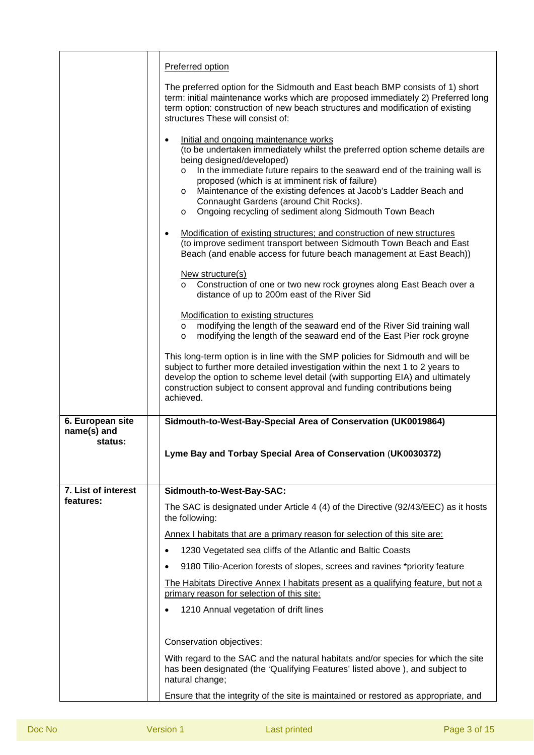| | |
|---|---|
| | <u>Preferred option</u><br><br>The preferred option for the Sidmouth and East beach BMP consists of 1) short term: initial maintenance works which are proposed immediately 2) Preferred long term option: construction of new beach structures and modification of existing structures These will consist of:<br><br>• <u>Initial and ongoing maintenance works</u><br>(to be undertaken immediately whilst the preferred option scheme details are being designed/developed)<br>o In the immediate future repairs to the seaward end of the training wall is proposed (which is at imminent risk of failure)<br>o Maintenance of the existing defences at Jacob's Ladder Beach and Connaught Gardens (around Chit Rocks).<br>o Ongoing recycling of sediment along Sidmouth Town Beach<br><br>• <u>Modification of existing structures; and construction of new structures</u><br>(to improve sediment transport between Sidmouth Town Beach and East Beach (and enable access for future beach management at East Beach))<br><br><u>New structure(s)</u><br>o Construction of one or two new rock groynes along East Beach over a distance of up to 200m east of the River Sid<br><br><u>Modification to existing structures</u><br>o modifying the length of the seaward end of the River Sid training wall<br>o modifying the length of the seaward end of the East Pier rock groyne<br><br>This long-term option is in line with the SMP policies for Sidmouth and will be subject to further more detailed investigation within the next 1 to 2 years to develop the option to scheme level detail (with supporting EIA) and ultimately construction subject to consent approval and funding contributions being achieved. |
| **6. European site name(s) and status:** | **Sidmouth-to-West-Bay-Special Area of Conservation (UK0019864)**<br><br>**Lyme Bay and Torbay Special Area of Conservation (UK0030372)** |
| **7. List of interest features:** | **Sidmouth-to-West-Bay-SAC:**<br><br>The SAC is designated under Article 4 (4) of the Directive (92/43/EEC) as it hosts the following:<br><br><u>Annex I habitats that are a primary reason for selection of this site are:</u><br><br>• 1230 Vegetated sea cliffs of the Atlantic and Baltic Coasts<br>• 9180 Tilio-Acerion forests of slopes, screes and ravines *priority feature<br><br><u>The Habitats Directive Annex I habitats present as a qualifying feature, but not a primary reason for selection of this site:</u><br><br>• 1210 Annual vegetation of drift lines<br><br>Conservation objectives:<br><br>With regard to the SAC and the natural habitats and/or species for which the site has been designated (the 'Qualifying Features' listed above ), and subject to natural change;<br><br>Ensure that the integrity of the site is maintained or restored as appropriate, and |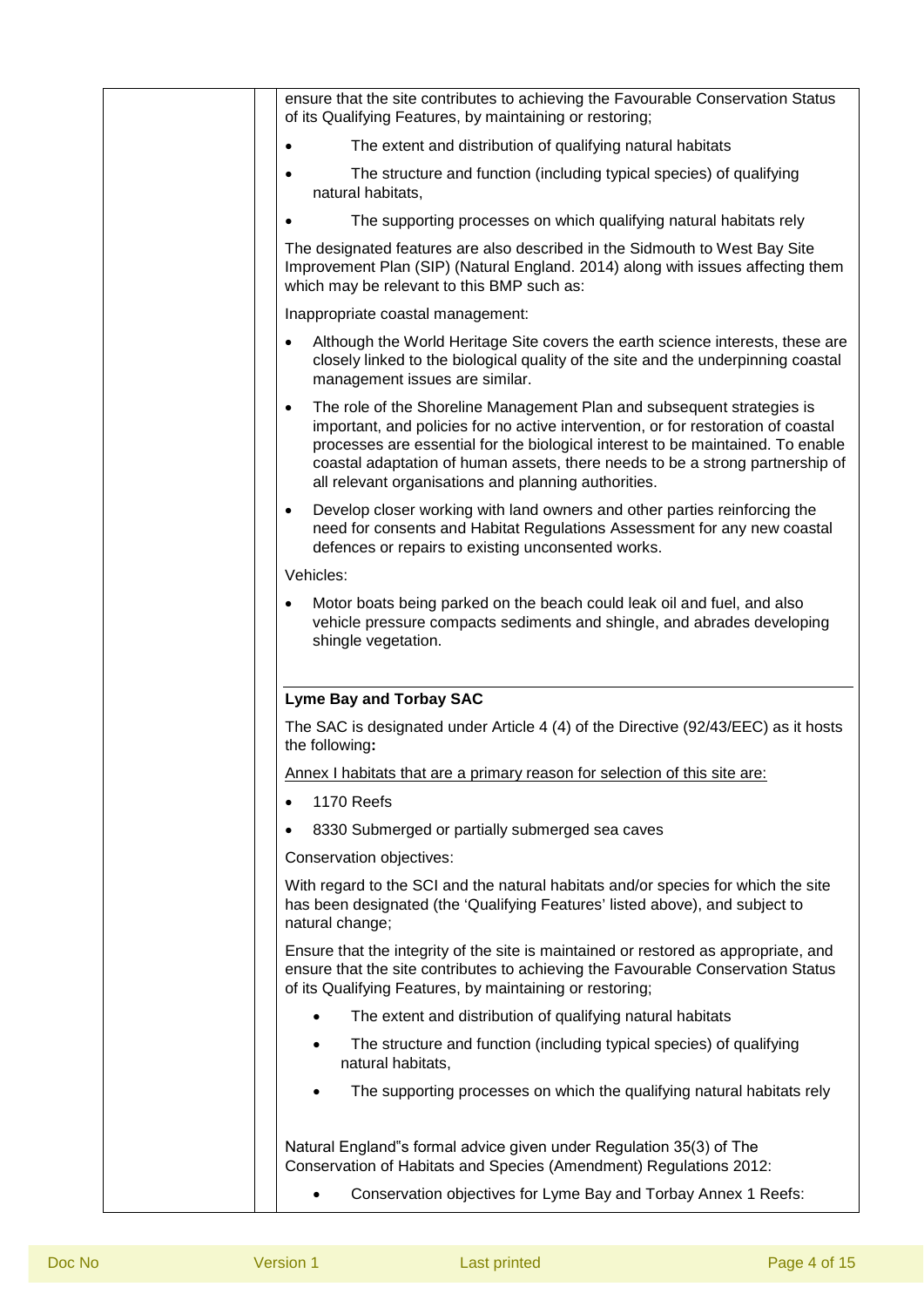ensure that the site contributes to achieving the Favourable Conservation Status of its Qualifying Features, by maintaining or restoring;

- The extent and distribution of qualifying natural habitats
- The structure and function (including typical species) of qualifying natural habitats,
- The supporting processes on which qualifying natural habitats rely

The designated features are also described in the Sidmouth to West Bay Site Improvement Plan (SIP) (Natural England. 2014) along with issues affecting them which may be relevant to this BMP such as:

Inappropriate coastal management:

- Although the World Heritage Site covers the earth science interests, these are closely linked to the biological quality of the site and the underpinning coastal management issues are similar.
- The role of the Shoreline Management Plan and subsequent strategies is important, and policies for no active intervention, or for restoration of coastal processes are essential for the biological interest to be maintained. To enable coastal adaptation of human assets, there needs to be a strong partnership of all relevant organisations and planning authorities.
- Develop closer working with land owners and other parties reinforcing the need for consents and Habitat Regulations Assessment for any new coastal defences or repairs to existing unconsented works.

Vehicles:

- Motor boats being parked on the beach could leak oil and fuel, and also vehicle pressure compacts sediments and shingle, and abrades developing shingle vegetation.

**Lyme Bay and Torbay SAC**

The SAC is designated under Article 4 (4) of the Directive (92/43/EEC) as it hosts the following**:**

Annex I habitats that are a primary reason for selection of this site are:

- 1170 Reefs
- 8330 Submerged or partially submerged sea caves

Conservation objectives:

With regard to the SCI and the natural habitats and/or species for which the site has been designated (the 'Qualifying Features' listed above), and subject to natural change;

Ensure that the integrity of the site is maintained or restored as appropriate, and ensure that the site contributes to achieving the Favourable Conservation Status of its Qualifying Features, by maintaining or restoring;

- The extent and distribution of qualifying natural habitats
- The structure and function (including typical species) of qualifying natural habitats,
- The supporting processes on which the qualifying natural habitats rely

Natural England"s formal advice given under Regulation 35(3) of The Conservation of Habitats and Species (Amendment) Regulations 2012:

- Conservation objectives for Lyme Bay and Torbay Annex 1 Reefs: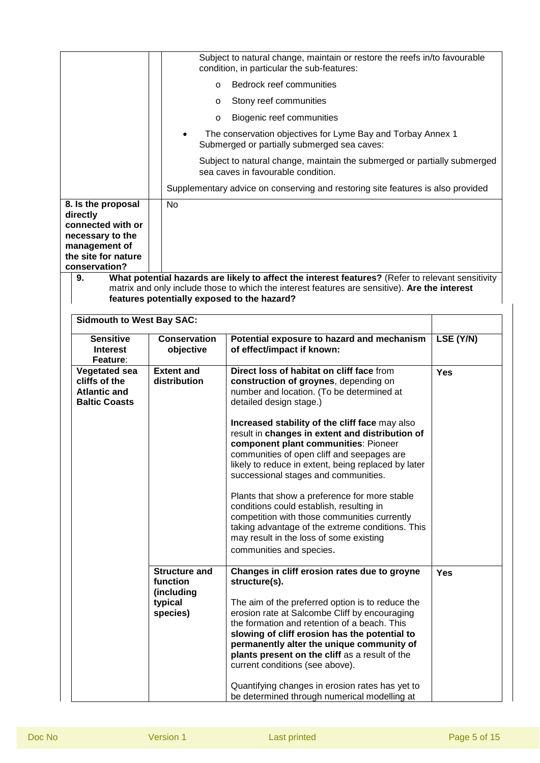| | Subject to natural change, maintain or restore the reefs in/to favourable condition, in particular the sub-features:<br>o Bedrock reef communities<br>o Stony reef communities<br>o Biogenic reef communities<br>• The conservation objectives for Lyme Bay and Torbay Annex 1 Submerged or partially submerged sea caves:<br>Subject to natural change, maintain the submerged or partially submerged sea caves in favourable condition.<br>Supplementary advice on conserving and restoring site features is also provided |
|---|---|
| **8. Is the proposal directly connected with or necessary to the management of the site for nature conservation?** | No |

**9. What potential hazards are likely to affect the interest features?** (Refer to relevant sensitivity matrix and only include those to which the interest features are sensitive). **Are the interest features potentially exposed to the hazard?**

| **Sidmouth to West Bay SAC:** | | | |
|---|---|---|---|
| **Sensitive Interest Feature**: | **Conservation objective** | **Potential exposure to hazard and mechanism of effect/impact if known:** | **LSE (Y/N)** |
| **Vegetated sea cliffs of the Atlantic and Baltic Coasts** | **Extent and distribution** | **Direct loss of habitat on cliff face** from **construction of groynes**, depending on number and location. (To be determined at detailed design stage.)<br><br>**Increased stability of the cliff face** may also result in **changes in extent and distribution of component plant communities**: Pioneer communities of open cliff and seepages are likely to reduce in extent, being replaced by later successional stages and communities.<br><br>Plants that show a preference for more stable conditions could establish, resulting in competition with those communities currently taking advantage of the extreme conditions. This may result in the loss of some existing communities and species. | **Yes** |
| | **Structure and function (including typical species)** | **Changes in cliff erosion rates due to groyne structure(s).**<br><br>The aim of the preferred option is to reduce the erosion rate at Salcombe Cliff by encouraging the formation and retention of a beach. This **slowing of cliff erosion has the potential to permanently alter the unique community of plants present on the cliff** as a result of the current conditions (see above).<br><br>Quantifying changes in erosion rates has yet to be determined through numerical modelling at | **Yes** |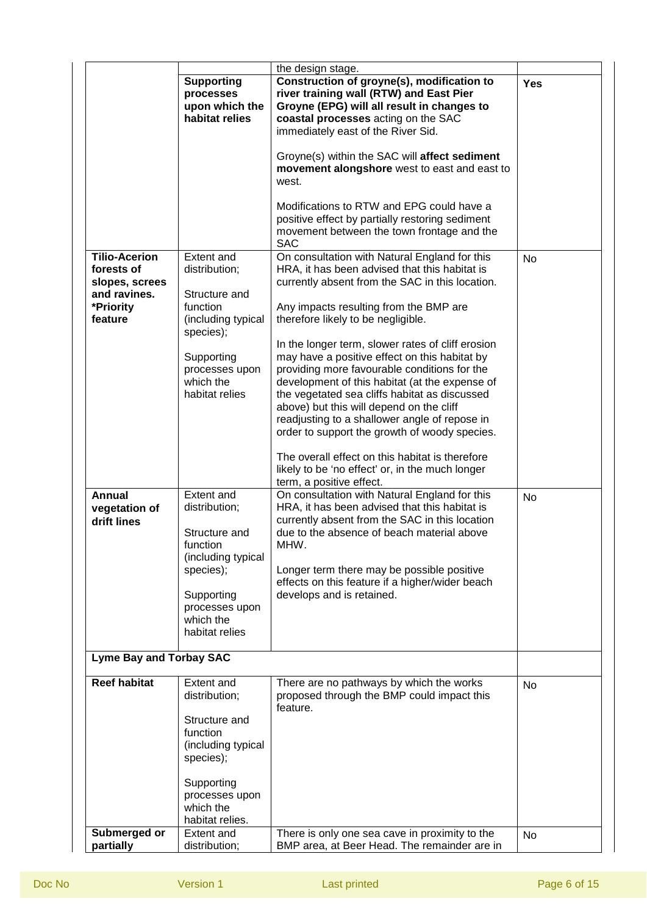| | | | |
|---|---|---|---|
| | | the design stage. | |
| | **Supporting processes upon which the habitat relies** | **Construction of groyne(s), modification to river training wall (RTW) and East Pier Groyne (EPG) will all result in changes to coastal processes** acting on the SAC immediately east of the River Sid.<br><br>Groyne(s) within the SAC will **affect sediment movement alongshore** west to east and east to west.<br><br>Modifications to RTW and EPG could have a positive effect by partially restoring sediment movement between the town frontage and the SAC | **Yes** |
| **Tilio-Acerion forests of slopes, screes and ravines. *Priority feature** | Extent and distribution;<br><br>Structure and function (including typical species);<br><br>Supporting processes upon which the habitat relies | On consultation with Natural England for this HRA, it has been advised that this habitat is currently absent from the SAC in this location.<br><br>Any impacts resulting from the BMP are therefore likely to be negligible.<br><br>In the longer term, slower rates of cliff erosion may have a positive effect on this habitat by providing more favourable conditions for the development of this habitat (at the expense of the vegetated sea cliffs habitat as discussed above) but this will depend on the cliff readjusting to a shallower angle of repose in order to support the growth of woody species.<br><br>The overall effect on this habitat is therefore likely to be 'no effect' or, in the much longer term, a positive effect. | No |
| **Annual vegetation of drift lines** | Extent and distribution;<br><br>Structure and function (including typical species);<br><br>Supporting processes upon which the habitat relies | On consultation with Natural England for this HRA, it has been advised that this habitat is currently absent from the SAC in this location due to the absence of beach material above MHW.<br><br>Longer term there may be possible positive effects on this feature if a higher/wider beach develops and is retained. | No |
| **Lyme Bay and Torbay SAC** | | | |
| **Reef habitat** | Extent and distribution;<br><br>Structure and function (including typical species);<br><br>Supporting processes upon which the habitat relies. | There are no pathways by which the works proposed through the BMP could impact this feature. | No |
| **Submerged or partially** | Extent and distribution; | There is only one sea cave in proximity to the BMP area, at Beer Head. The remainder are in | No |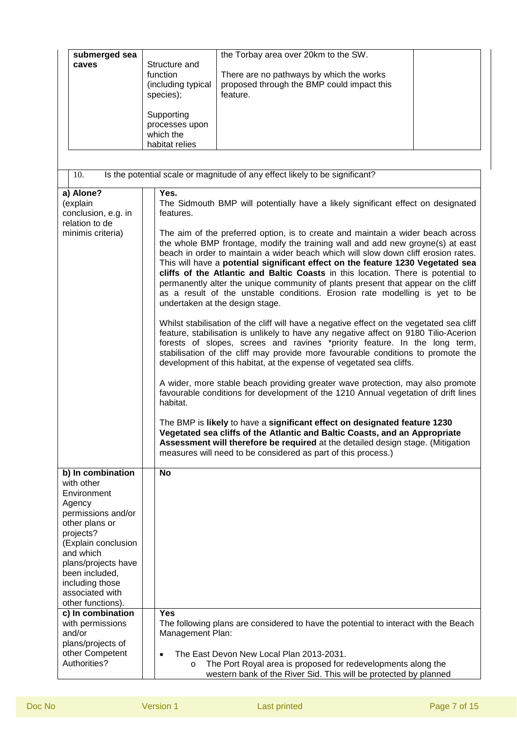| | | | |
|---|---|---|---|
| **submerged sea caves** | Structure and function (including typical species);<br><br>Supporting processes upon which the habitat relies | the Torbay area over 20km to the SW.<br><br>There are no pathways by which the works proposed through the BMP could impact this feature. | |

| 10. Is the potential scale or magnitude of any effect likely to be significant? | |
|---|---|
| **a) Alone?** (explain conclusion, e.g. in relation to de minimis criteria) | **Yes.**<br>The Sidmouth BMP will potentially have a likely significant effect on designated features.<br><br>The aim of the preferred option, is to create and maintain a wider beach across the whole BMP frontage, modify the training wall and add new groyne(s) at east beach in order to maintain a wider beach which will slow down cliff erosion rates. This will have a **potential significant effect on the feature 1230 Vegetated sea cliffs of the Atlantic and Baltic Coasts** in this location. There is potential to permanently alter the unique community of plants present that appear on the cliff as a result of the unstable conditions. Erosion rate modelling is yet to be undertaken at the design stage.<br><br>Whilst stabilisation of the cliff will have a negative effect on the vegetated sea cliff feature, stabilisation is unlikely to have any negative affect on 9180 Tilio-Acerion forests of slopes, screes and ravines *priority feature. In the long term, stabilisation of the cliff may provide more favourable conditions to promote the development of this habitat, at the expense of vegetated sea cliffs.<br><br>A wider, more stable beach providing greater wave protection, may also promote favourable conditions for development of the 1210 Annual vegetation of drift lines habitat.<br><br>The BMP is **likely** to have a **significant effect on designated feature 1230 Vegetated sea cliffs of the Atlantic and Baltic Coasts, and an Appropriate Assessment will therefore be required** at the detailed design stage. (Mitigation measures will need to be considered as part of this process.) |
| **b) In combination** with other Environment Agency permissions and/or other plans or projects? (Explain conclusion and which plans/projects have been included, including those associated with other functions). | **No** |
| **c) In combination** with permissions and/or plans/projects of other Competent Authorities? | **Yes**<br>The following plans are considered to have the potential to interact with the Beach Management Plan:<br><br>• The East Devon New Local Plan 2013-2031.<br>  o The Port Royal area is proposed for redevelopments along the western bank of the River Sid. This will be protected by planned |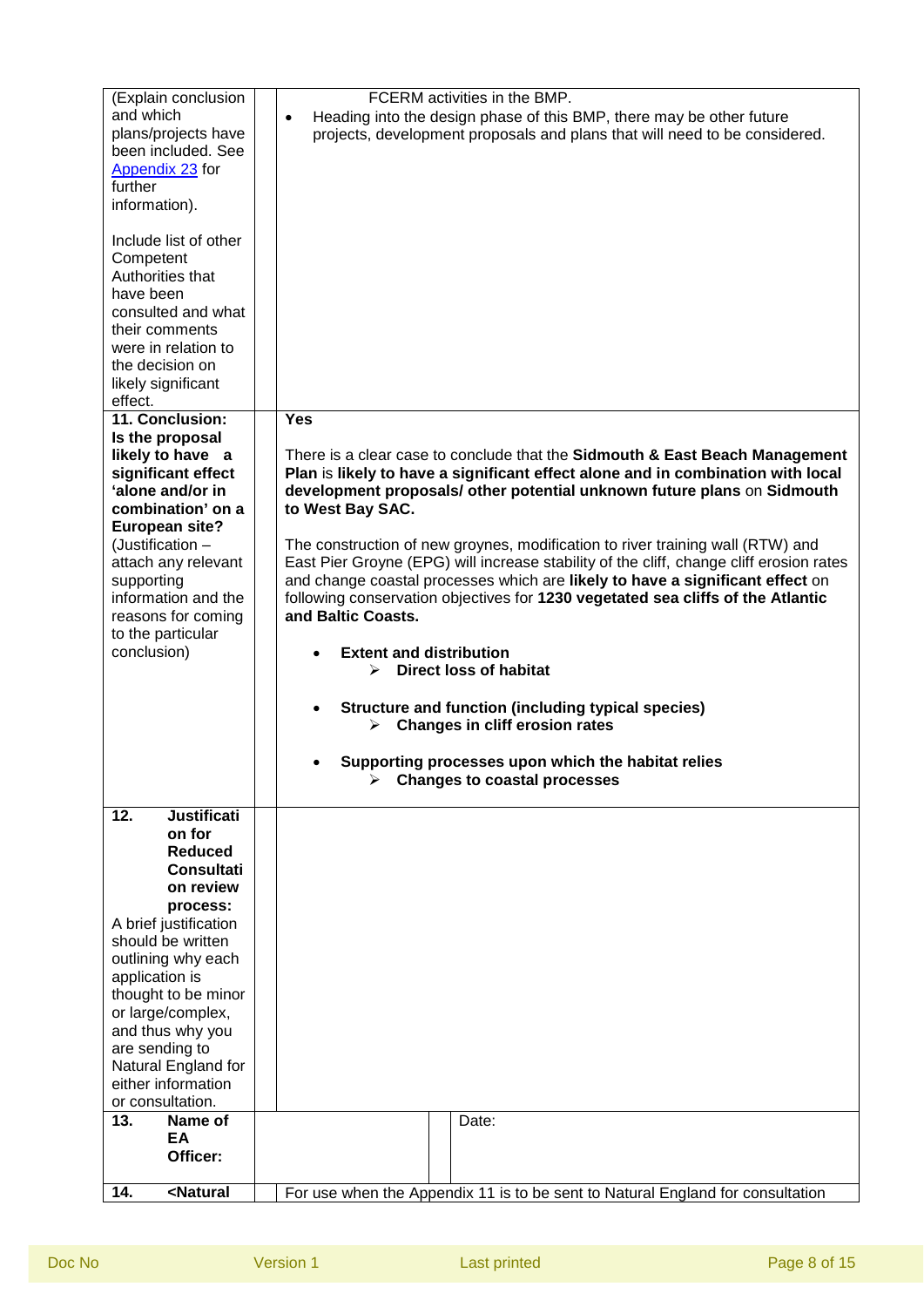| | |
|---|---|
| (Explain conclusion and which plans/projects have been included. See Appendix 23 for further information).<br><br>Include list of other Competent Authorities that have been consulted and what their comments were in relation to the decision on likely significant effect. | FCERM activities in the BMP.<br>• Heading into the design phase of this BMP, there may be other future projects, development proposals and plans that will need to be considered. |
| **11. Conclusion: Is the proposal likely to have a significant effect 'alone and/or in combination' on a European site?**<br>(Justification – attach any relevant supporting information and the reasons for coming to the particular conclusion) | **Yes**<br><br>There is a clear case to conclude that the **Sidmouth & East Beach Management Plan** is **likely to have a significant effect alone and in combination with local development proposals/ other potential unknown future plans** on **Sidmouth to West Bay SAC.**<br><br>The construction of new groynes, modification to river training wall (RTW) and East Pier Groyne (EPG) will increase stability of the cliff, change cliff erosion rates and change coastal processes which are **likely to have a significant effect** on following conservation objectives for **1230 vegetated sea cliffs of the Atlantic and Baltic Coasts.**<br><br>• **Extent and distribution**<br>  ➢ **Direct loss of habitat**<br><br>• **Structure and function (including typical species)**<br>  ➢ **Changes in cliff erosion rates**<br><br>• **Supporting processes upon which the habitat relies**<br>  ➢ **Changes to coastal processes** |
| **12. Justification for Reduced Consultation review process:**<br>A brief justification should be written outlining why each application is thought to be minor or large/complex, and thus why you are sending to Natural England for either information or consultation. | |
| **13. Name of EA Officer:** | Date: |
| **14. <Natural** | For use when the Appendix 11 is to be sent to Natural England for consultation |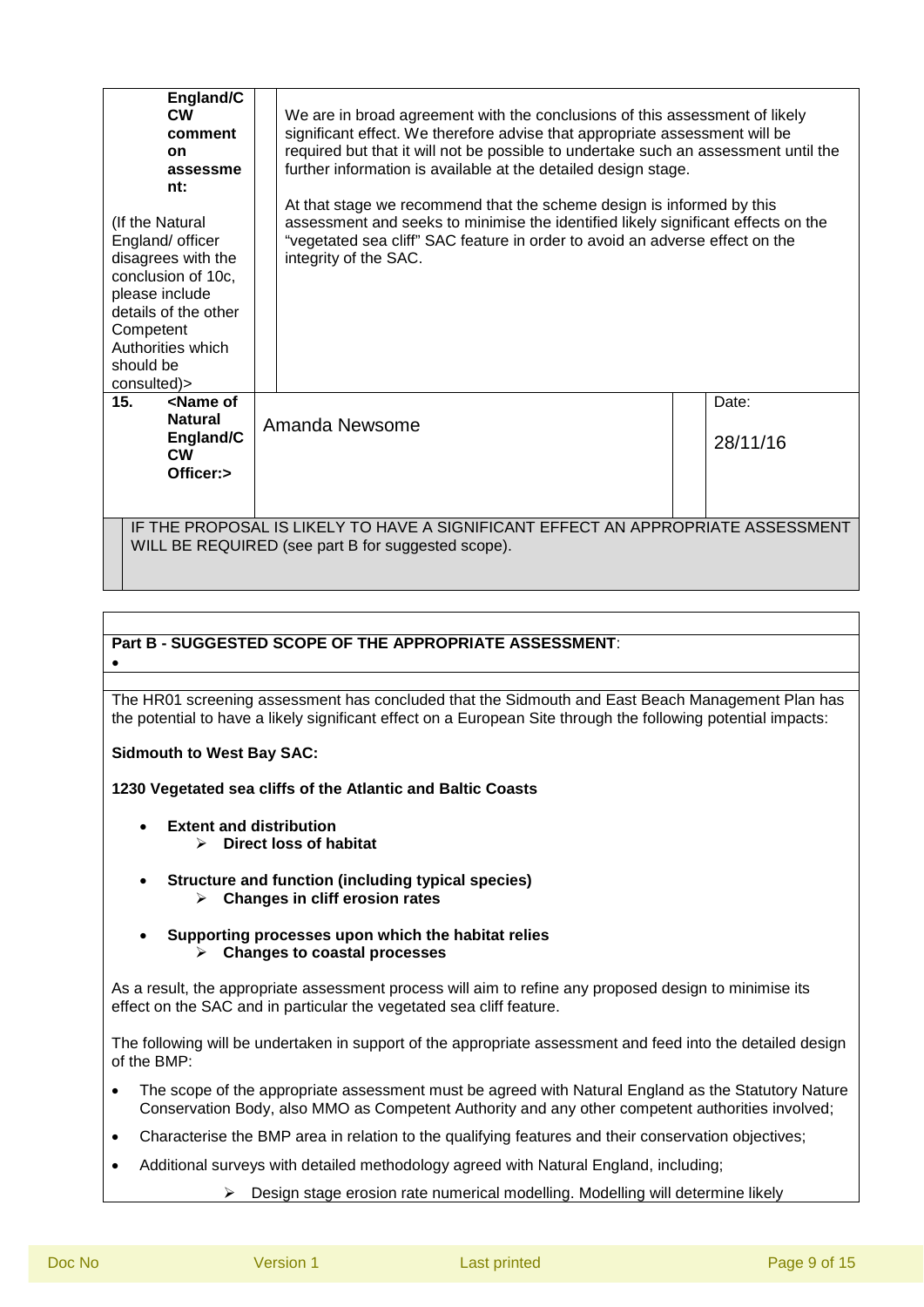| England/CCW comment on assessment: (If the Natural England/ officer disagrees with the conclusion of 10c, please include details of the other Competent Authorities which should be consulted)> | | We are in broad agreement with the conclusions of this assessment of likely significant effect. We therefore advise that appropriate assessment will be required but that it will not be possible to undertake such an assessment until the further information is available at the detailed design stage.<br><br>At that stage we recommend that the scheme design is informed by this assessment and seeks to minimise the identified likely significant effects on the "vegetated sea cliff" SAC feature in order to avoid an adverse effect on the integrity of the SAC. | | |
|---|---|---|---|---|
| **15. <Name of Natural England/CCW Officer:>** | | Amanda Newsome | | Date: 28/11/16 |

IF THE PROPOSAL IS LIKELY TO HAVE A SIGNIFICANT EFFECT AN APPROPRIATE ASSESSMENT WILL BE REQUIRED (see part B for suggested scope).

**Part B - SUGGESTED SCOPE OF THE APPROPRIATE ASSESSMENT**:

•

The HR01 screening assessment has concluded that the Sidmouth and East Beach Management Plan has the potential to have a likely significant effect on a European Site through the following potential impacts:

**Sidmouth to West Bay SAC:**

**1230 Vegetated sea cliffs of the Atlantic and Baltic Coasts**

- **Extent and distribution**
  - **Direct loss of habitat**
- **Structure and function (including typical species)**
  - **Changes in cliff erosion rates**
- **Supporting processes upon which the habitat relies**
  - **Changes to coastal processes**

As a result, the appropriate assessment process will aim to refine any proposed design to minimise its effect on the SAC and in particular the vegetated sea cliff feature.

The following will be undertaken in support of the appropriate assessment and feed into the detailed design of the BMP:

- The scope of the appropriate assessment must be agreed with Natural England as the Statutory Nature Conservation Body, also MMO as Competent Authority and any other competent authorities involved;
- Characterise the BMP area in relation to the qualifying features and their conservation objectives;
- Additional surveys with detailed methodology agreed with Natural England, including;
  - Design stage erosion rate numerical modelling. Modelling will determine likely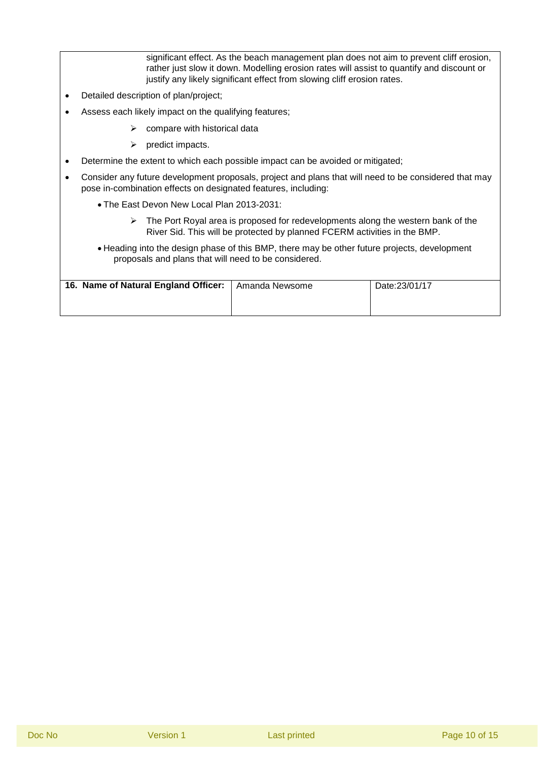significant effect. As the beach management plan does not aim to prevent cliff erosion, rather just slow it down. Modelling erosion rates will assist to quantify and discount or justify any likely significant effect from slowing cliff erosion rates.

- Detailed description of plan/project;
- Assess each likely impact on the qualifying features;
  - compare with historical data
  - predict impacts.
- Determine the extent to which each possible impact can be avoided or mitigated;
- Consider any future development proposals, project and plans that will need to be considered that may pose in-combination effects on designated features, including:
  - The East Devon New Local Plan 2013-2031:
    - The Port Royal area is proposed for redevelopments along the western bank of the River Sid. This will be protected by planned FCERM activities in the BMP.
  - Heading into the design phase of this BMP, there may be other future projects, development proposals and plans that will need to be considered.

| **16. Name of Natural England Officer:** | Amanda Newsome | Date:23/01/17 |
|---|---|---|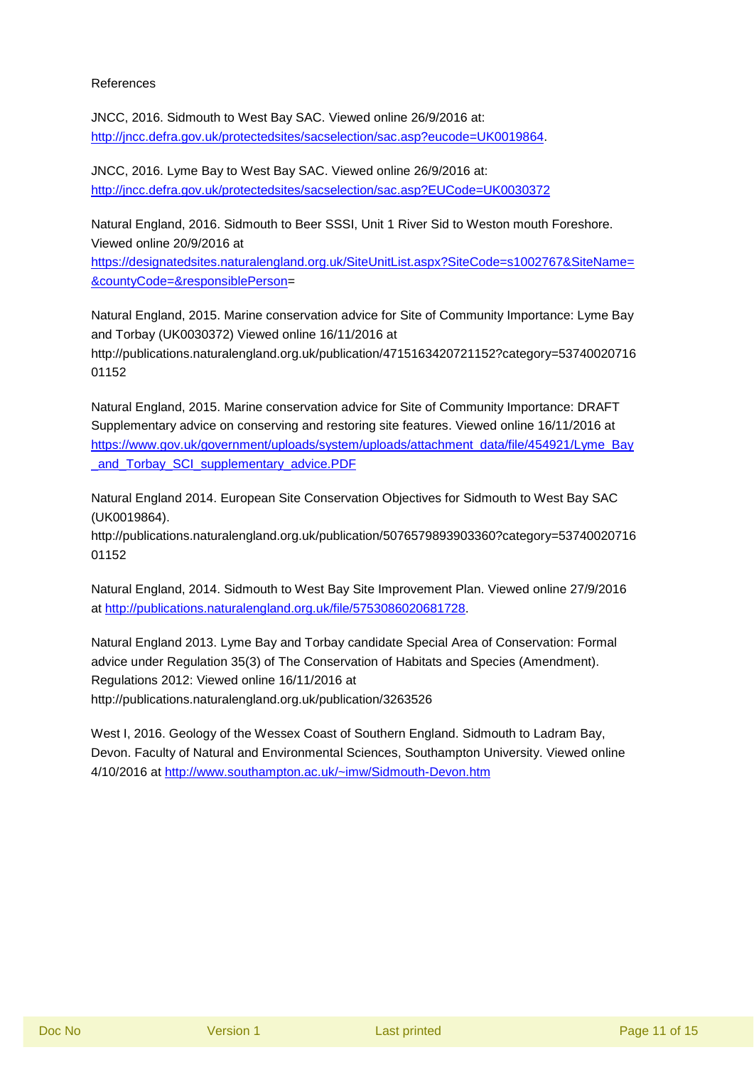References

JNCC, 2016. Sidmouth to West Bay SAC. Viewed online 26/9/2016 at: http://jncc.defra.gov.uk/protectedsites/sacselection/sac.asp?eucode=UK0019864.

JNCC, 2016. Lyme Bay to West Bay SAC. Viewed online 26/9/2016 at: http://jncc.defra.gov.uk/protectedsites/sacselection/sac.asp?EUCode=UK0030372

Natural England, 2016. Sidmouth to Beer SSSI, Unit 1 River Sid to Weston mouth Foreshore. Viewed online 20/9/2016 at https://designatedsites.naturalengland.org.uk/SiteUnitList.aspx?SiteCode=s1002767&SiteName=&countyCode=&responsiblePerson=

Natural England, 2015. Marine conservation advice for Site of Community Importance: Lyme Bay and Torbay (UK0030372) Viewed online 16/11/2016 at http://publications.naturalengland.org.uk/publication/4715163420721152?category=5374002071601152

Natural England, 2015. Marine conservation advice for Site of Community Importance: DRAFT Supplementary advice on conserving and restoring site features. Viewed online 16/11/2016 at https://www.gov.uk/government/uploads/system/uploads/attachment_data/file/454921/Lyme_Bay_and_Torbay_SCI_supplementary_advice.PDF

Natural England 2014. European Site Conservation Objectives for Sidmouth to West Bay SAC (UK0019864). http://publications.naturalengland.org.uk/publication/5076579893903360?category=5374002071601152

Natural England, 2014. Sidmouth to West Bay Site Improvement Plan. Viewed online 27/9/2016 at http://publications.naturalengland.org.uk/file/5753086020681728.

Natural England 2013. Lyme Bay and Torbay candidate Special Area of Conservation: Formal advice under Regulation 35(3) of The Conservation of Habitats and Species (Amendment). Regulations 2012: Viewed online 16/11/2016 at http://publications.naturalengland.org.uk/publication/3263526

West I, 2016. Geology of the Wessex Coast of Southern England. Sidmouth to Ladram Bay, Devon. Faculty of Natural and Environmental Sciences, Southampton University. Viewed online 4/10/2016 at http://www.southampton.ac.uk/~imw/Sidmouth-Devon.htm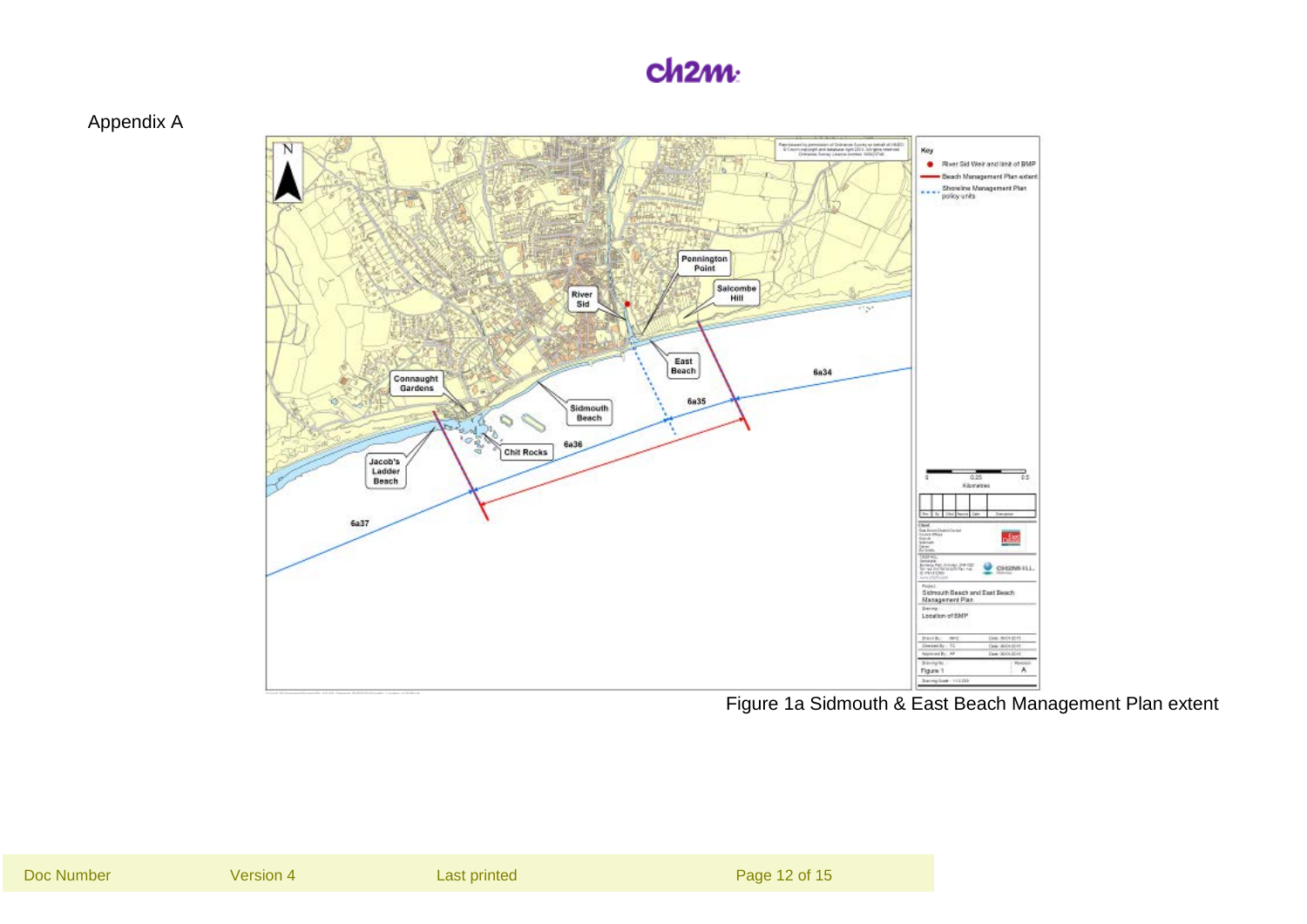Appendix A

Figure 1a Sidmouth & East Beach Management Plan extent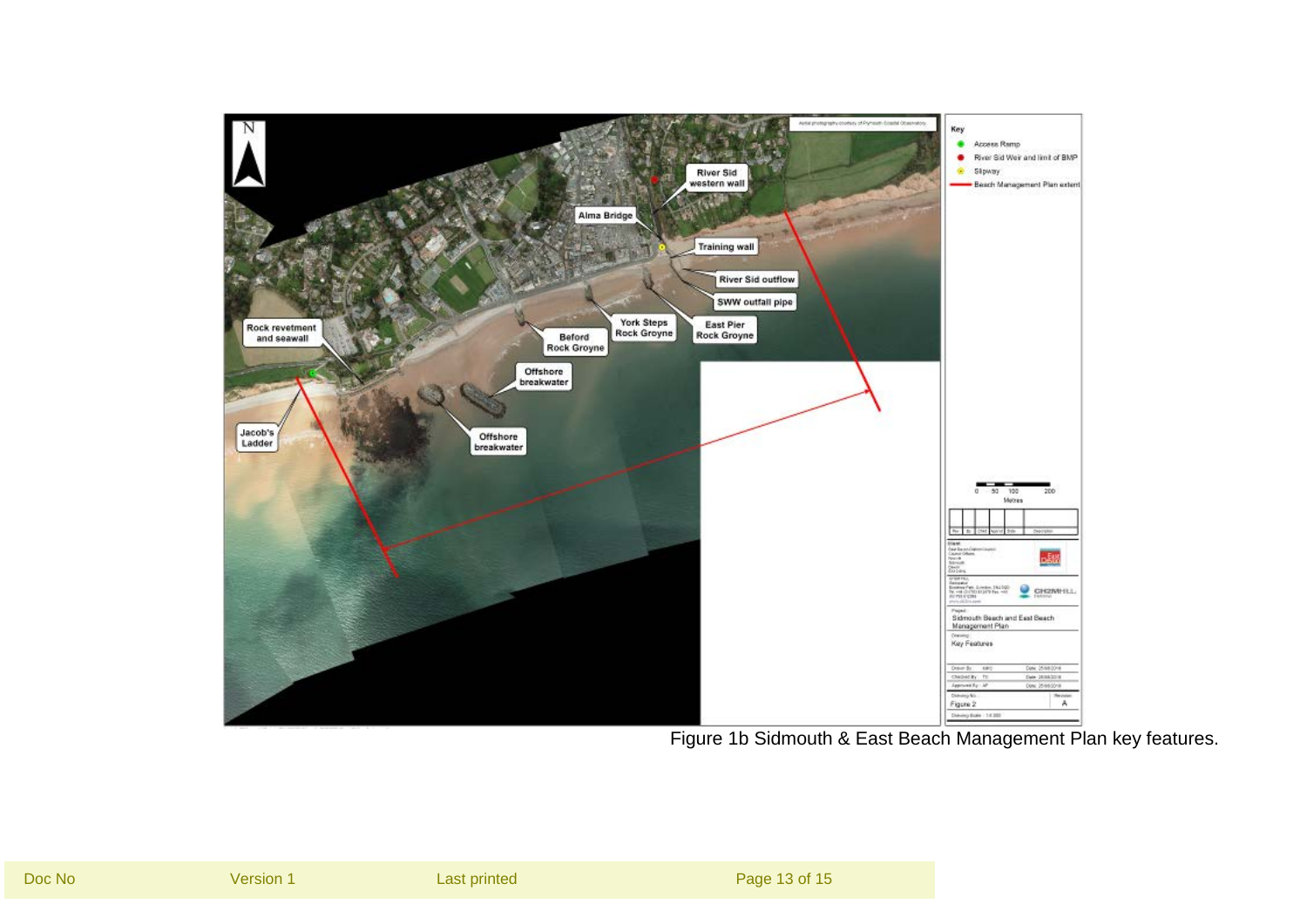Figure 1b Sidmouth & East Beach Management Plan key features.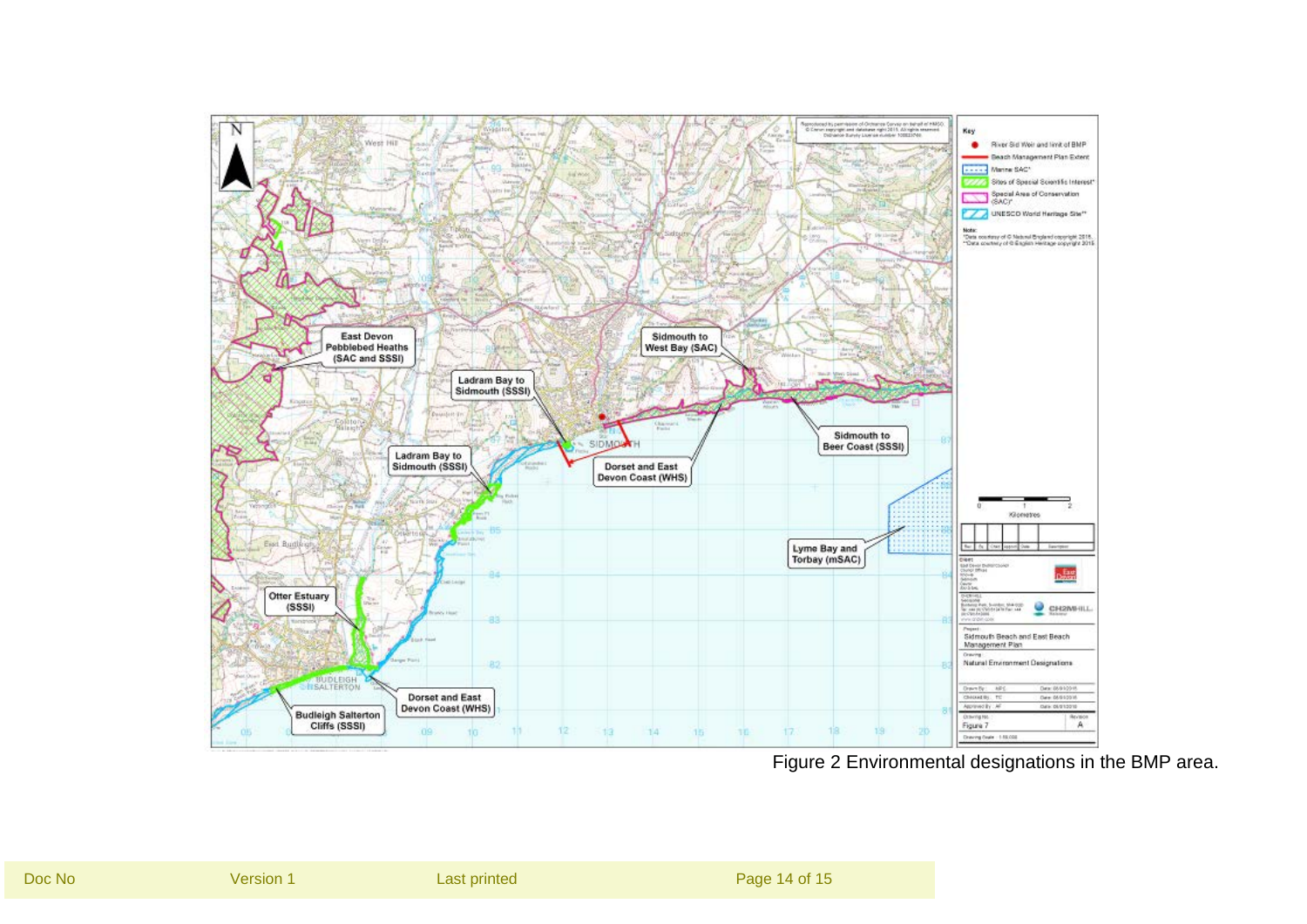N

East Devon Pebblebed Heaths (SAC and SSSI)

Sidmouth to West Bay (SAC)

Ladram Bay to Sidmouth (SSSI)

Sidmouth to Beer Coast (SSSI)

Ladram Bay to Sidmouth (SSSI)

Dorset and East Devon Coast (WHS)

Lyme Bay and Torbay (mSAC)

Otter Estuary (SSSI)

Dorset and East Devon Coast (WHS)

Budleigh Salterton Cliffs (SSSI)

Key

River Sid Weir and limit of BMP

Beach Management Plan Extent

Marine SAC*

Sites of Special Scientific Interest*

Special Area of Conservation (SAC)*

UNESCO World Heritage Site**

Note:
*Data courtesy of © Natural England copyright 2015.
**Data courtesy of © English Heritage copyright 2015.

0 1 2
Kilometres

Project:
Sidmouth Beach and East Beach Management Plan

Drawing:
Natural Environment Designations

Figure 7

Figure 2 Environmental designations in the BMP area.